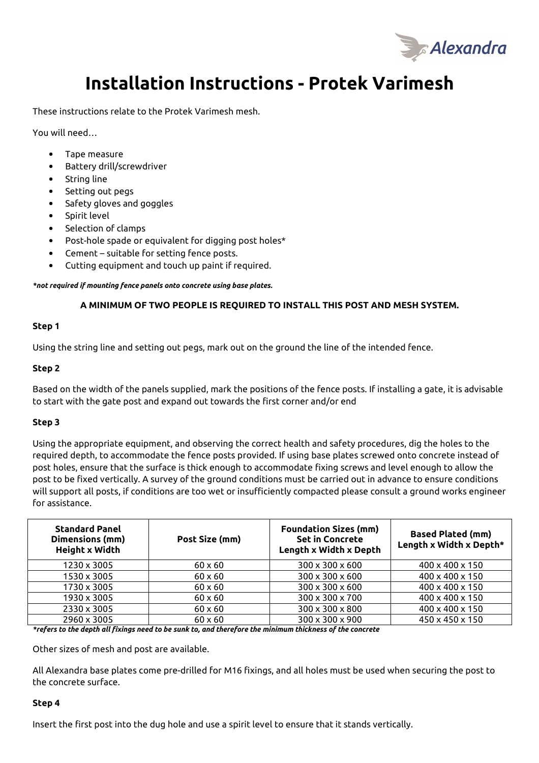# Installation Instructions - Protek Varimesh

These instructions relate to the Protek Varimesh mesh.

You will need…

- Tape measure
- Battery drill/screwdriver
- String line
- Setting out pegs
- Safety gloves and goggles
- Spirit level
- Selection of clamps
- Post-hole spade or equivalent for digging post holes*
- Cement – suitable for setting fence posts.
- Cutting equipment and touch up paint if required.

***not required if mounting fence panels onto concrete using base plates.***

**A MINIMUM OF TWO PEOPLE IS REQUIRED TO INSTALL THIS POST AND MESH SYSTEM.**

**Step 1**

Using the string line and setting out pegs, mark out on the ground the line of the intended fence.

**Step 2**

Based on the width of the panels supplied, mark the positions of the fence posts. If installing a gate, it is advisable to start with the gate post and expand out towards the first corner and/or end

**Step 3**

Using the appropriate equipment, and observing the correct health and safety procedures, dig the holes to the required depth, to accommodate the fence posts provided. If using base plates screwed onto concrete instead of post holes, ensure that the surface is thick enough to accommodate fixing screws and level enough to allow the post to be fixed vertically. A survey of the ground conditions must be carried out in advance to ensure conditions will support all posts, if conditions are too wet or insufficiently compacted please consult a ground works engineer for assistance.

| Standard Panel Dimensions (mm) Height x Width | Post Size (mm) | Foundation Sizes (mm) Set in Concrete Length x Width x Depth | Based Plated (mm) Length x Width x Depth* |
|---|---|---|---|
| 1230 x 3005 | 60 x 60 | 300 x 300 x 600 | 400 x 400 x 150 |
| 1530 x 3005 | 60 x 60 | 300 x 300 x 600 | 400 x 400 x 150 |
| 1730 x 3005 | 60 x 60 | 300 x 300 x 600 | 400 x 400 x 150 |
| 1930 x 3005 | 60 x 60 | 300 x 300 x 700 | 400 x 400 x 150 |
| 2330 x 3005 | 60 x 60 | 300 x 300 x 800 | 400 x 400 x 150 |
| 2960 x 3005 | 60 x 60 | 300 x 300 x 900 | 450 x 450 x 150 |

***refers to the depth all fixings need to be sunk to, and therefore the minimum thickness of the concrete***

Other sizes of mesh and post are available.

All Alexandra base plates come pre-drilled for M16 fixings, and all holes must be used when securing the post to the concrete surface.

**Step 4**

Insert the first post into the dug hole and use a spirit level to ensure that it stands vertically.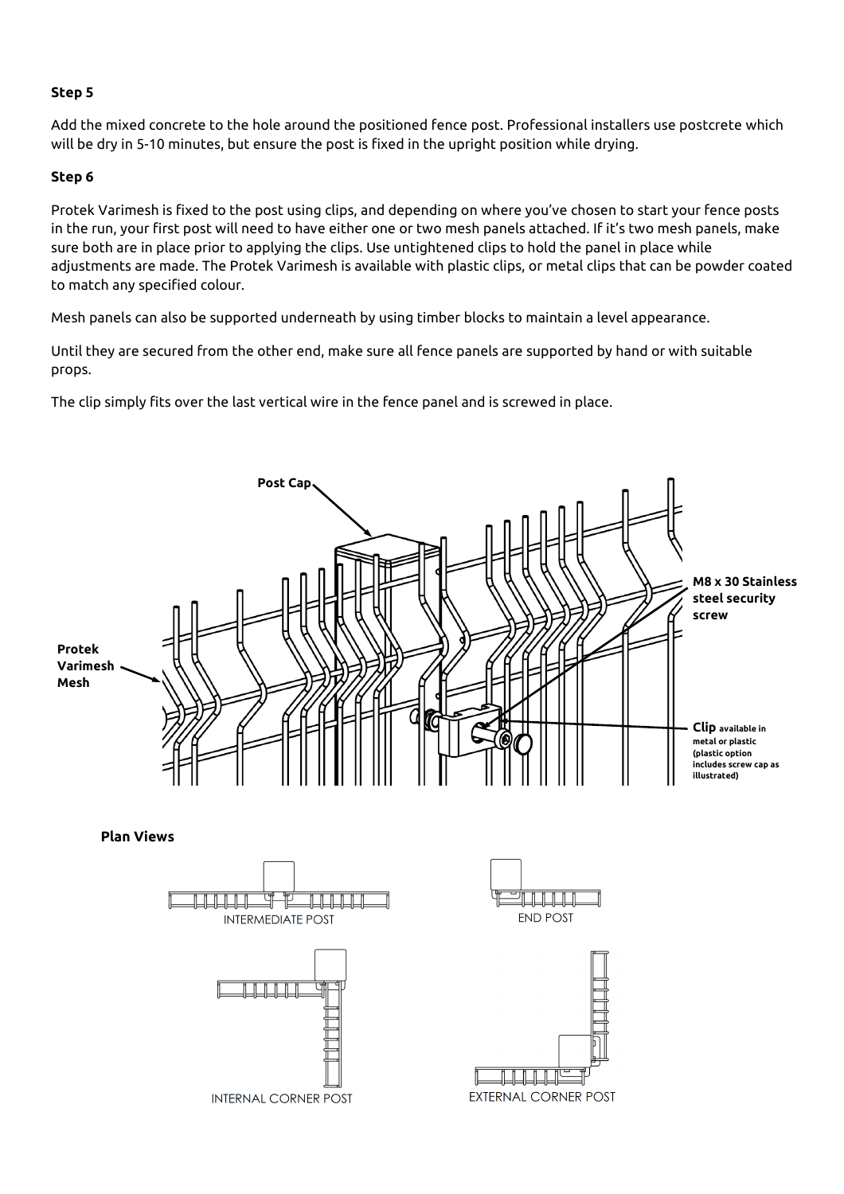**Step 5**

Add the mixed concrete to the hole around the positioned fence post. Professional installers use postcrete which will be dry in 5-10 minutes, but ensure the post is fixed in the upright position while drying.

**Step 6**

Protek Varimesh is fixed to the post using clips, and depending on where you've chosen to start your fence posts in the run, your first post will need to have either one or two mesh panels attached. If it's two mesh panels, make sure both are in place prior to applying the clips. Use untightened clips to hold the panel in place while adjustments are made. The Protek Varimesh is available with plastic clips, or metal clips that can be powder coated to match any specified colour.

Mesh panels can also be supported underneath by using timber blocks to maintain a level appearance.

Until they are secured from the other end, make sure all fence panels are supported by hand or with suitable props.

The clip simply fits over the last vertical wire in the fence panel and is screwed in place.

**Post Cap**

**Protek Varimesh Mesh**

**M8 x 30 Stainless steel security screw**

**Clip** available in metal or plastic (plastic option includes screw cap as illustrated)

**Plan Views**

INTERMEDIATE POST

END POST

INTERNAL CORNER POST

EXTERNAL CORNER POST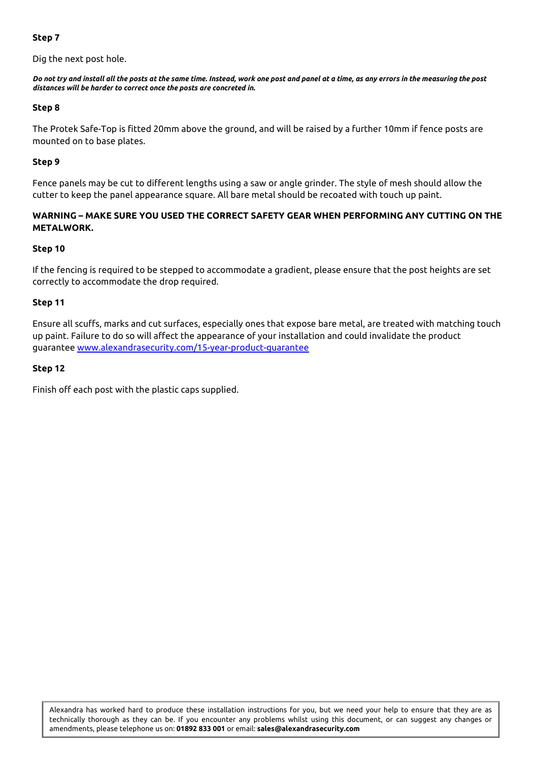**Step 7**

Dig the next post hole.

***Do not try and install all the posts at the same time. Instead, work one post and panel at a time, as any errors in the measuring the post distances will be harder to correct once the posts are concreted in.***

**Step 8**

The Protek Safe-Top is fitted 20mm above the ground, and will be raised by a further 10mm if fence posts are mounted on to base plates.

**Step 9**

Fence panels may be cut to different lengths using a saw or angle grinder. The style of mesh should allow the cutter to keep the panel appearance square. All bare metal should be recoated with touch up paint.

**WARNING – MAKE SURE YOU USED THE CORRECT SAFETY GEAR WHEN PERFORMING ANY CUTTING ON THE METALWORK.**

**Step 10**

If the fencing is required to be stepped to accommodate a gradient, please ensure that the post heights are set correctly to accommodate the drop required.

**Step 11**

Ensure all scuffs, marks and cut surfaces, especially ones that expose bare metal, are treated with matching touch up paint. Failure to do so will affect the appearance of your installation and could invalidate the product guarantee [www.alexandrasecurity.com/15-year-product-guarantee](www.alexandrasecurity.com/15-year-product-guarantee)

**Step 12**

Finish off each post with the plastic caps supplied.

Alexandra has worked hard to produce these installation instructions for you, but we need your help to ensure that they are as technically thorough as they can be. If you encounter any problems whilst using this document, or can suggest any changes or amendments, please telephone us on: **01892 833 001** or email: **sales@alexandrasecurity.com**